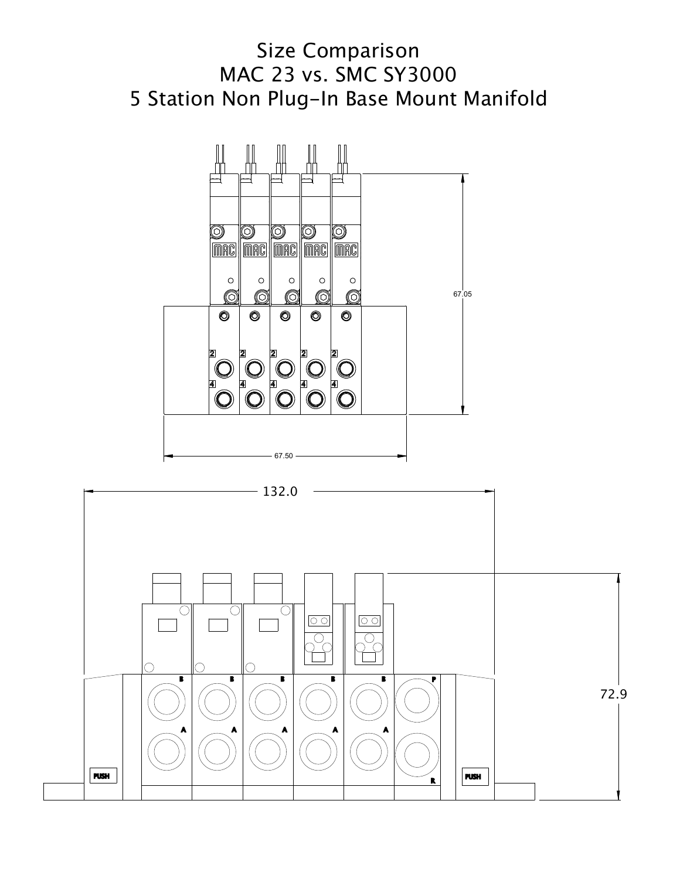# Size Comparison
# MAC 23 vs. SMC SY3000
# 5 Station Non Plug-In Base Mount Manifold

67.05

67.50

132.0

72.9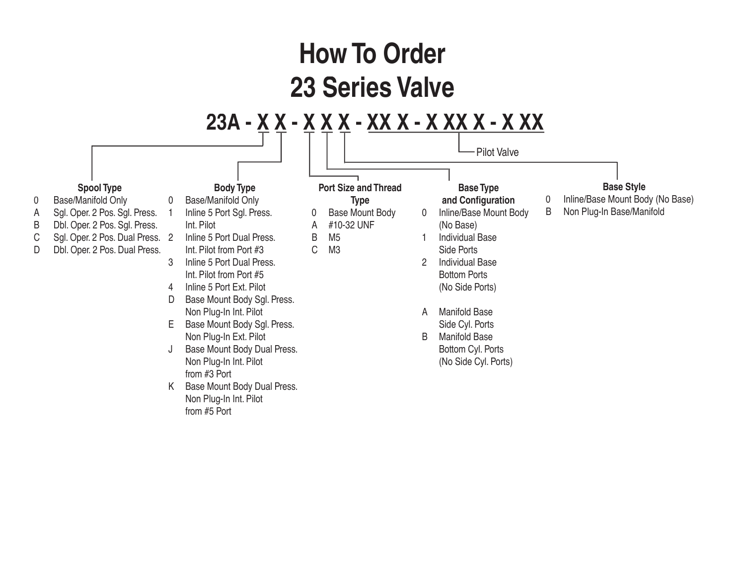# How To Order
# 23 Series Valve

**23A - X X - X X X - XX X - X XX X - X XX**

Pilot Valve

### Spool Type

- 0 Base/Manifold Only
- A Sgl. Oper. 2 Pos. Sgl. Press.
- B Dbl. Oper. 2 Pos. Sgl. Press.
- C Sgl. Oper. 2 Pos. Dual Press.
- D Dbl. Oper. 2 Pos. Dual Press.

### Body Type

- 0 Base/Manifold Only
- 1 Inline 5 Port Sgl. Press. Int. Pilot
- 2 Inline 5 Port Dual Press. Int. Pilot from Port #3
- 3 Inline 5 Port Dual Press. Int. Pilot from Port #5
- 4 Inline 5 Port Ext. Pilot
- D Base Mount Body Sgl. Press. Non Plug-In Int. Pilot
- E Base Mount Body Sgl. Press. Non Plug-In Ext. Pilot
- J Base Mount Body Dual Press. Non Plug-In Int. Pilot from #3 Port
- K Base Mount Body Dual Press. Non Plug-In Int. Pilot from #5 Port

### Port Size and Thread Type

- 0 Base Mount Body
- A #10-32 UNF
- B M5
- C M3

### Base Type and Configuration

- 0 Inline/Base Mount Body (No Base)
- 1 Individual Base Side Ports
- 2 Individual Base Bottom Ports (No Side Ports)
- A Manifold Base Side Cyl. Ports
- B Manifold Base Bottom Cyl. Ports (No Side Cyl. Ports)

### Base Style

- 0 Inline/Base Mount Body (No Base)
- B Non Plug-In Base/Manifold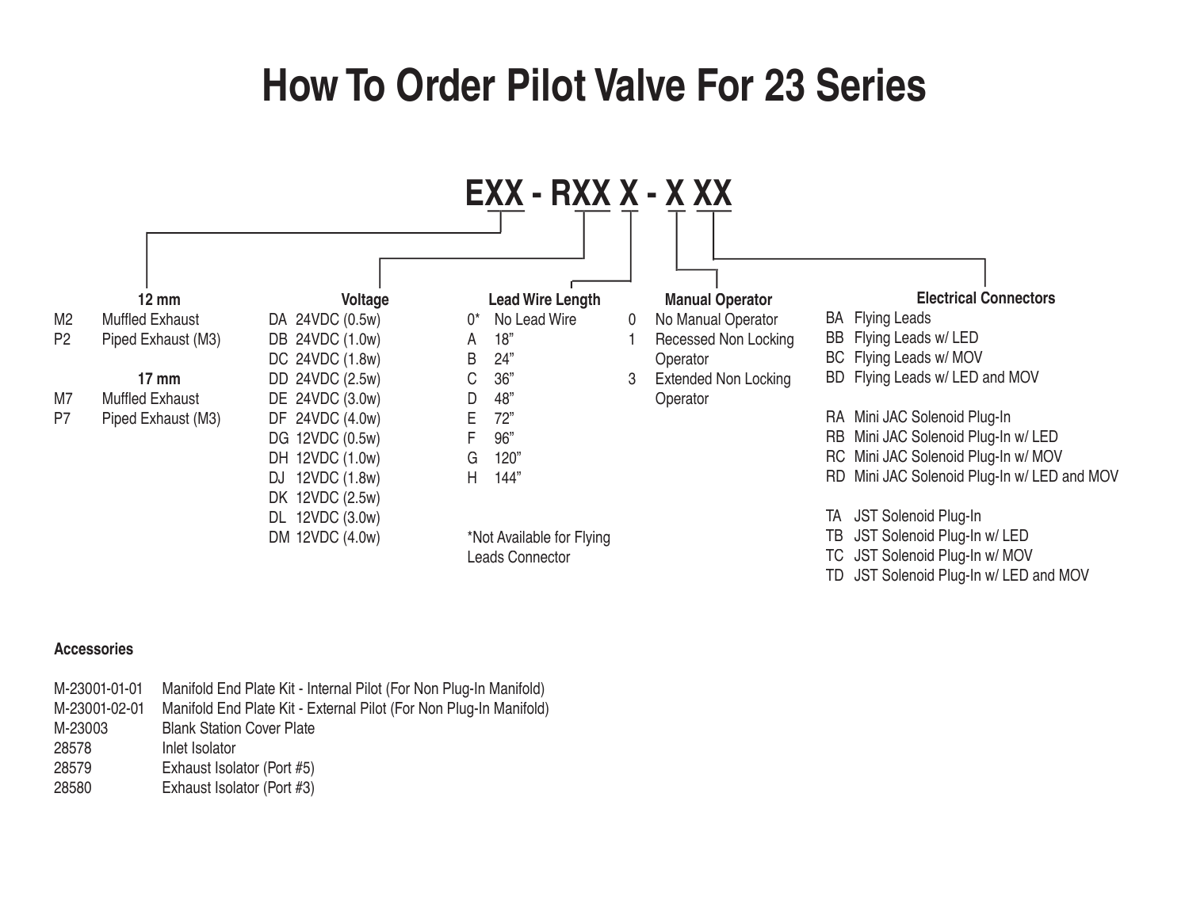# How To Order Pilot Valve For 23 Series

**EXX - RXX X - X XX**

### 12 mm

| Code | Description |
|---|---|
| M2 | Muffled Exhaust |
| P2 | Piped Exhaust (M3) |

### 17 mm

| Code | Description |
|---|---|
| M7 | Muffled Exhaust |
| P7 | Piped Exhaust (M3) |

### Voltage

| Code | Description |
|---|---|
| DA | 24VDC (0.5w) |
| DB | 24VDC (1.0w) |
| DC | 24VDC (1.8w) |
| DD | 24VDC (2.5w) |
| DE | 24VDC (3.0w) |
| DF | 24VDC (4.0w) |
| DG | 12VDC (0.5w) |
| DH | 12VDC (1.0w) |
| DJ | 12VDC (1.8w) |
| DK | 12VDC (2.5w) |
| DL | 12VDC (3.0w) |
| DM | 12VDC (4.0w) |

### Lead Wire Length

| Code | Description |
|---|---|
| 0* | No Lead Wire |
| A | 18" |
| B | 24" |
| C | 36" |
| D | 48" |
| E | 72" |
| F | 96" |
| G | 120" |
| H | 144" |

*Not Available for Flying Leads Connector

### Manual Operator

| Code | Description |
|---|---|
| 0 | No Manual Operator |
| 1 | Recessed Non Locking Operator |
| 3 | Extended Non Locking Operator |

### Electrical Connectors

| Code | Description |
|---|---|
| BA | Flying Leads |
| BB | Flying Leads w/ LED |
| BC | Flying Leads w/ MOV |
| BD | Flying Leads w/ LED and MOV |
| RA | Mini JAC Solenoid Plug-In |
| RB | Mini JAC Solenoid Plug-In w/ LED |
| RC | Mini JAC Solenoid Plug-In w/ MOV |
| RD | Mini JAC Solenoid Plug-In w/ LED and MOV |
| TA | JST Solenoid Plug-In |
| TB | JST Solenoid Plug-In w/ LED |
| TC | JST Solenoid Plug-In w/ MOV |
| TD | JST Solenoid Plug-In w/ LED and MOV |

**Accessories**

| Part Number | Description |
|---|---|
| M-23001-01-01 | Manifold End Plate Kit - Internal Pilot (For Non Plug-In Manifold) |
| M-23001-02-01 | Manifold End Plate Kit - External Pilot (For Non Plug-In Manifold) |
| M-23003 | Blank Station Cover Plate |
| 28578 | Inlet Isolator |
| 28579 | Exhaust Isolator (Port #5) |
| 28580 | Exhaust Isolator (Port #3) |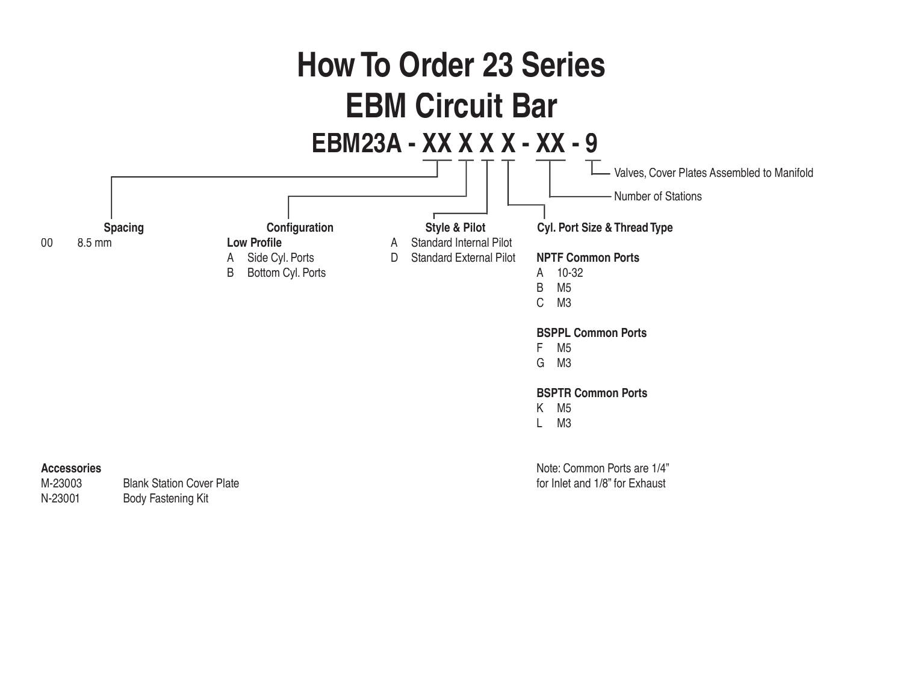# How To Order 23 Series EBM Circuit Bar

## EBM23A - XX X X X - XX - 9

- XX — Spacing
- X — Configuration
- X — Style & Pilot
- X — Cyl. Port Size & Thread Type
- XX — Number of Stations
- 9 — Valves, Cover Plates Assembled to Manifold

**Spacing**

| | |
|---|---|
| 00 | 8.5 mm |

**Configuration**

**Low Profile**

| | |
|---|---|
| A | Side Cyl. Ports |
| B | Bottom Cyl. Ports |

**Style & Pilot**

| | |
|---|---|
| A | Standard Internal Pilot |
| D | Standard External Pilot |

**Cyl. Port Size & Thread Type**

**NPTF Common Ports**

| | |
|---|---|
| A | 10-32 |
| B | M5 |
| C | M3 |

**BSPPL Common Ports**

| | |
|---|---|
| F | M5 |
| G | M3 |

**BSPTR Common Ports**

| | |
|---|---|
| K | M5 |
| L | M3 |

Note: Common Ports are 1/4" for Inlet and 1/8" for Exhaust

**Accessories**

| | |
|---|---|
| M-23003 | Blank Station Cover Plate |
| N-23001 | Body Fastening Kit |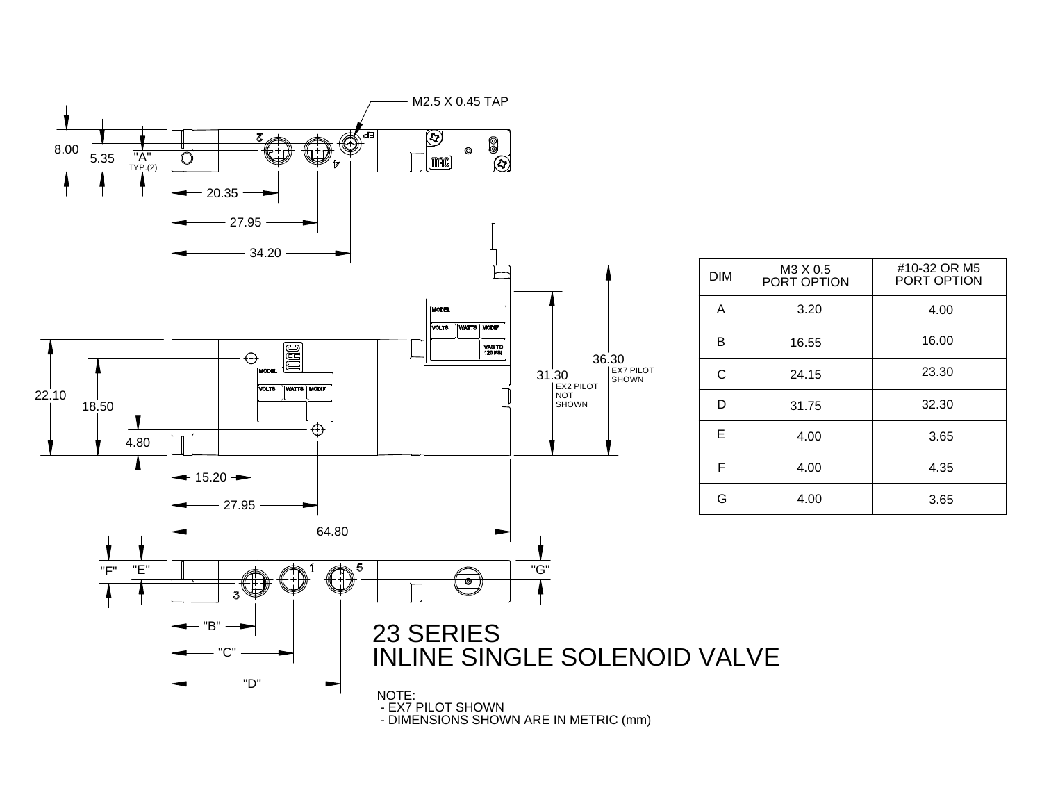M2.5 X 0.45 TAP

8.00 5.35 "A" TYP.(2)

20.35

27.95

34.20

22.10 18.50 4.80

15.20

27.95

64.80

31.30 EX2 PILOT NOT SHOWN

36.30 EX7 PILOT SHOWN

"F" "E"

"G"

"B"

"C"

"D"

| DIM | M3 X 0.5 PORT OPTION | #10-32 OR M5 PORT OPTION |
|---|---|---|
| A | 3.20 | 4.00 |
| B | 16.55 | 16.00 |
| C | 24.15 | 23.30 |
| D | 31.75 | 32.30 |
| E | 4.00 | 3.65 |
| F | 4.00 | 4.35 |
| G | 4.00 | 3.65 |

# 23 SERIES
# INLINE SINGLE SOLENOID VALVE

NOTE:
- EX7 PILOT SHOWN
- DIMENSIONS SHOWN ARE IN METRIC (mm)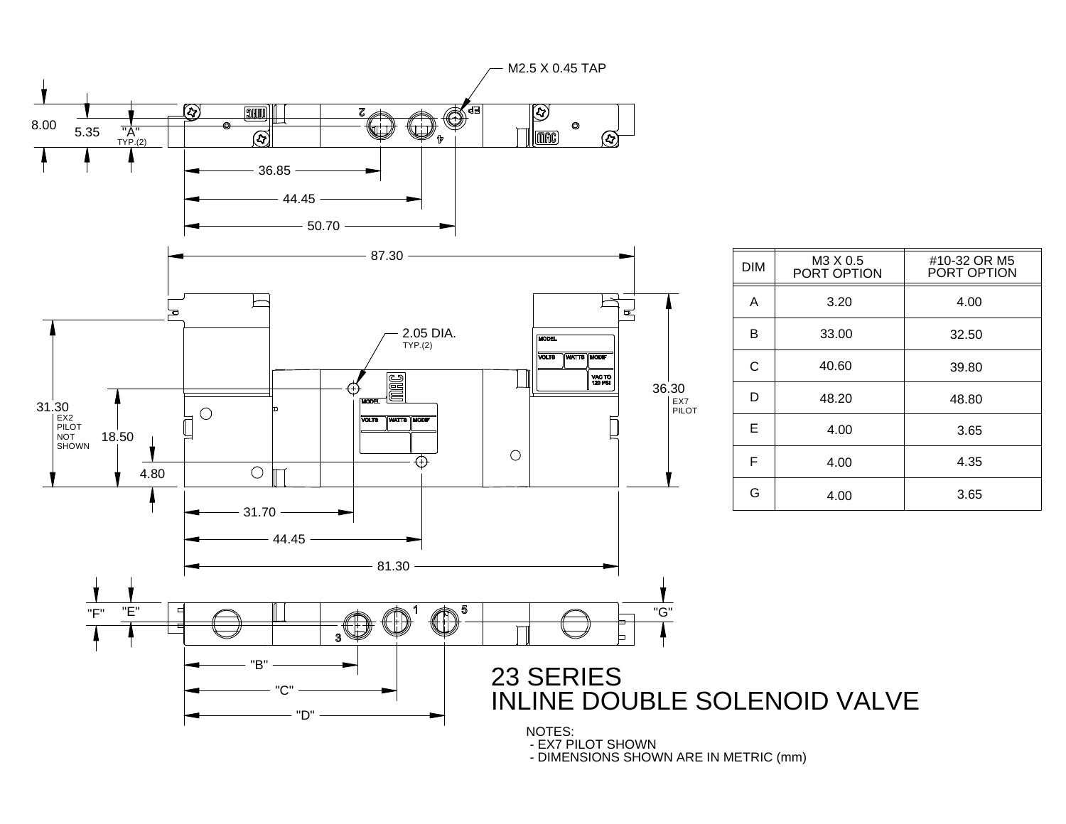# 23 SERIES
# INLINE DOUBLE SOLENOID VALVE

M2.5 X 0.45 TAP

8.00 5.35 "A" TYP.(2)

36.85 44.45 50.70

87.30

2.05 DIA. TYP.(2)

31.30 EX2 PILOT NOT SHOWN 18.50 4.80

36.30 EX7 PILOT

31.70 44.45 81.30

"F" "E" "G"

"B" "C" "D"

| DIM | M3 X 0.5 PORT OPTION | #10-32 OR M5 PORT OPTION |
|---|---|---|
| A | 3.20 | 4.00 |
| B | 33.00 | 32.50 |
| C | 40.60 | 39.80 |
| D | 48.20 | 48.80 |
| E | 4.00 | 3.65 |
| F | 4.00 | 4.35 |
| G | 4.00 | 3.65 |

NOTES:
- EX7 PILOT SHOWN
- DIMENSIONS SHOWN ARE IN METRIC (mm)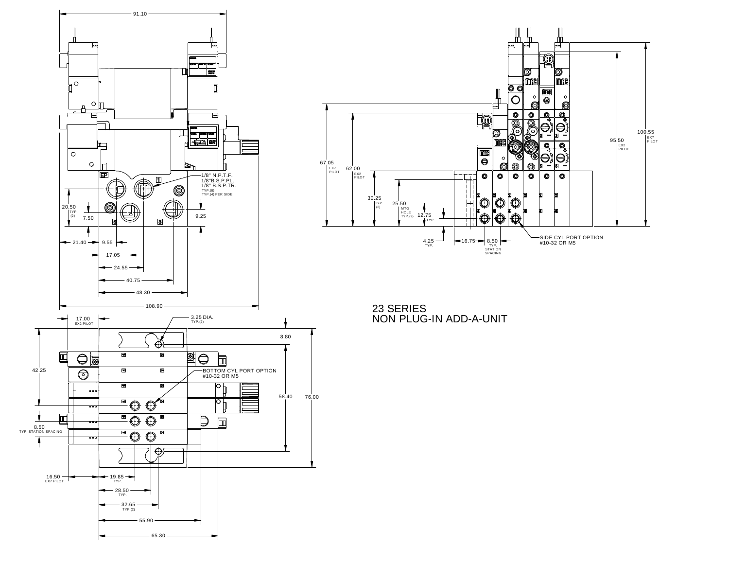# 23 SERIES
# NON PLUG-IN ADD-A-UNIT

91.10

1/8" N.P.T.F.
1/8" B.S.P.PL.
1/8" B.S.P.TR.
TYP.(8)
TYP.(4) PER SIDE

20.50
TYP.
(2)

7.50

9.25

21.40

9.55

17.05

24.55

40.75

48.30

108.90

67.05
EX7
PILOT

62.00
EX2
PILOT

30.25
TYP.
(2)

25.50
MTG
HOLE
TYP.(2)

12.75
TYP.

4.25
TYP.

16.75

8.50
TYP.
STATION
SPACING

SIDE CYL PORT OPTION
#10-32 OR M5

95.50
EX2
PILOT

100.55
EX7
PILOT

17.00
EX2 PILOT

3.25 DIA.
TYP.(2)

8.80

42.25

BOTTOM CYL PORT OPTION
#10-32 OR M5

58.40

76.00

8.50
TYP. STATION SPACING

16.50
EX7 PILOT

19.85
TYP.

28.50
TYP.

32.65
TYP.(2)

55.90

65.30